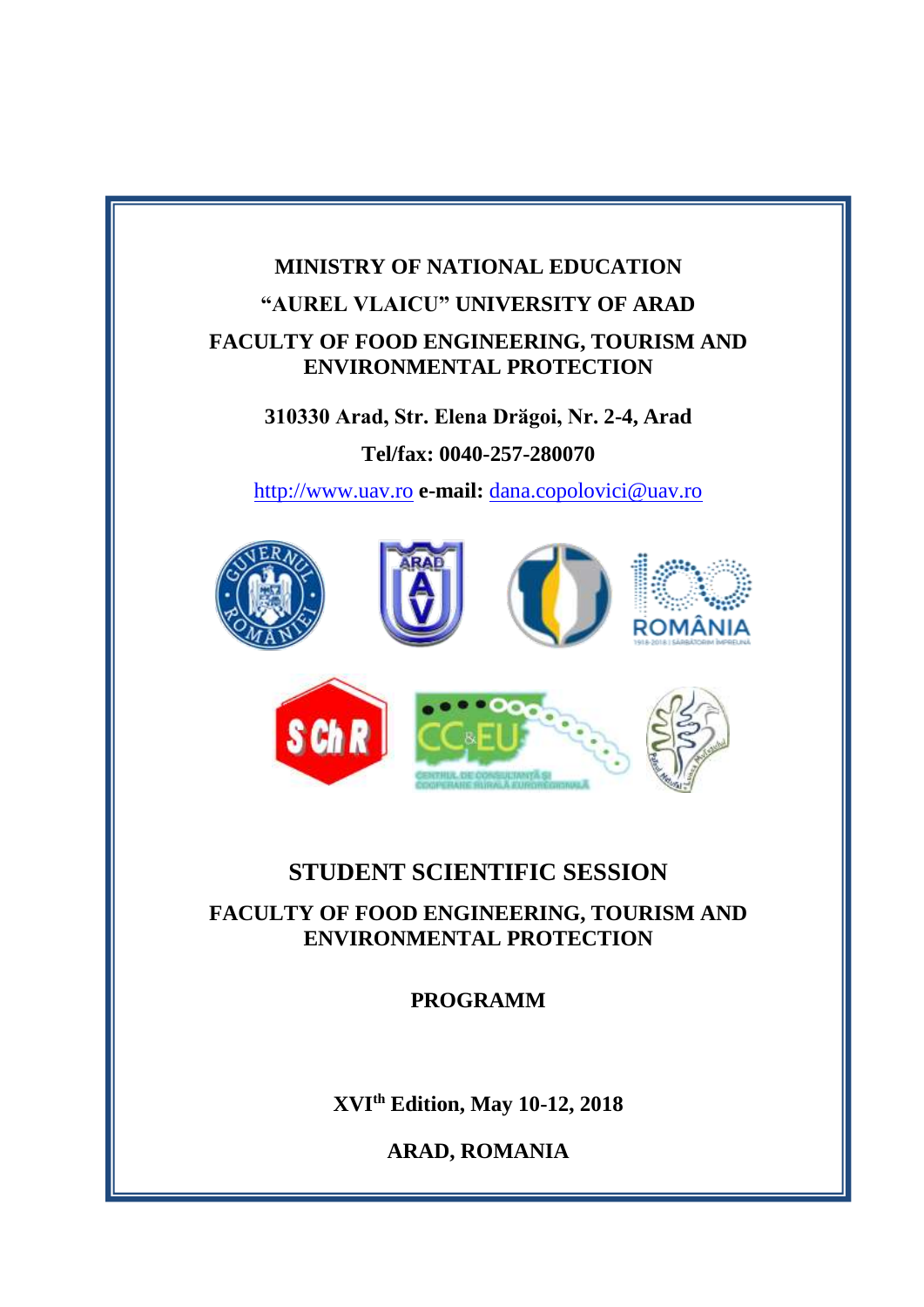**MINISTRY OF NATIONAL EDUCATION**

**"AUREL VLAICU" UNIVERSITY OF ARAD**

**FACULTY OF FOOD ENGINEERING, TOURISM AND ENVIRONMENTAL PROTECTION**

**310330 Arad, Str. Elena Drăgoi, Nr. 2-4, Arad**

**Tel/fax: 0040-257-280070**

http://www.uav.ro **e-mail:** dana.copolovici@uav.ro

# STUDENT SCIENTIFIC SESSION

## FACULTY OF FOOD ENGINEERING, TOURISM AND ENVIRONMENTAL PROTECTION

## PROGRAMM

**XVI$^{th}$ Edition, May 10-12, 2018**

**ARAD, ROMANIA**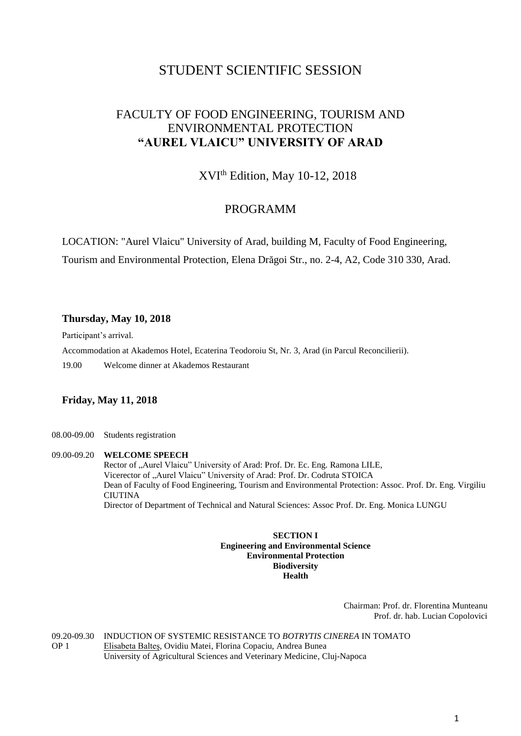# STUDENT SCIENTIFIC SESSION

## FACULTY OF FOOD ENGINEERING, TOURISM AND ENVIRONMENTAL PROTECTION **"AUREL VLAICU" UNIVERSITY OF ARAD**

XVI$^{th}$ Edition, May 10-12, 2018

## PROGRAMM

LOCATION: "Aurel Vlaicu" University of Arad, building M, Faculty of Food Engineering, Tourism and Environmental Protection, Elena Drăgoi Str., no. 2-4, A2, Code 310 330, Arad.

### Thursday, May 10, 2018

Participant's arrival.

Accommodation at Akademos Hotel, Ecaterina Teodoroiu St, Nr. 3, Arad (in Parcul Reconcilierii).

19.00 Welcome dinner at Akademos Restaurant

### Friday, May 11, 2018

08.00-09.00 Students registration

09.00-09.20 **WELCOME SPEECH**
Rector of „Aurel Vlaicu" University of Arad: Prof. Dr. Ec. Eng. Ramona LILE,
Vicerector of „Aurel Vlaicu" University of Arad: Prof. Dr. Codruta STOICA
Dean of Faculty of Food Engineering, Tourism and Environmental Protection: Assoc. Prof. Dr. Eng. Virgiliu CIUTINA
Director of Department of Technical and Natural Sciences: Assoc Prof. Dr. Eng. Monica LUNGU

**SECTION I**
**Engineering and Environmental Science**
**Environmental Protection**
**Biodiversity**
**Health**

Chairman: Prof. dr. Florentina Munteanu
Prof. dr. hab. Lucian Copolovici

09.20-09.30 INDUCTION OF SYSTEMIC RESISTANCE TO *BOTRYTIS CINEREA* IN TOMATO
OP 1 Elisabeta Balteş, Ovidiu Matei, Florina Copaciu, Andrea Bunea
University of Agricultural Sciences and Veterinary Medicine, Cluj-Napoca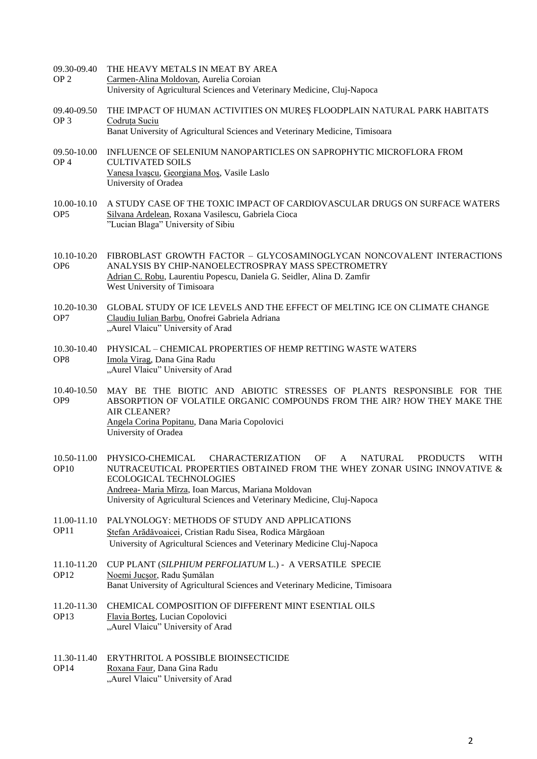09.30-09.40
OP 2

THE HEAVY METALS IN MEAT BY AREA
Carmen-Alina Moldovan, Aurelia Coroian
University of Agricultural Sciences and Veterinary Medicine, Cluj-Napoca

09.40-09.50
OP 3

THE IMPACT OF HUMAN ACTIVITIES ON MUREȘ FLOODPLAIN NATURAL PARK HABITATS
Codruța Suciu
Banat University of Agricultural Sciences and Veterinary Medicine, Timisoara

09.50-10.00
OP 4

INFLUENCE OF SELENIUM NANOPARTICLES ON SAPROPHYTIC MICROFLORA FROM CULTIVATED SOILS
Vanesa Ivașcu, Georgiana Moș, Vasile Laslo
University of Oradea

10.00-10.10
OP5

A STUDY CASE OF THE TOXIC IMPACT OF CARDIOVASCULAR DRUGS ON SURFACE WATERS
Silvana Ardelean, Roxana Vasilescu, Gabriela Cioca
"Lucian Blaga" University of Sibiu

10.10-10.20
OP6

FIBROBLAST GROWTH FACTOR – GLYCOSAMINOGLYCAN NONCOVALENT INTERACTIONS ANALYSIS BY CHIP-NANOELECTROSPRAY MASS SPECTROMETRY
Adrian C. Robu, Laurentiu Popescu, Daniela G. Seidler, Alina D. Zamfir
West University of Timisoara

10.20-10.30
OP7

GLOBAL STUDY OF ICE LEVELS AND THE EFFECT OF MELTING ICE ON CLIMATE CHANGE
Claudiu Iulian Barbu, Onofrei Gabriela Adriana
„Aurel Vlaicu" University of Arad

10.30-10.40
OP8

PHYSICAL – CHEMICAL PROPERTIES OF HEMP RETTING WASTE WATERS
Imola Virag, Dana Gina Radu
„Aurel Vlaicu" University of Arad

10.40-10.50
OP9

MAY BE THE BIOTIC AND ABIOTIC STRESSES OF PLANTS RESPONSIBLE FOR THE ABSORPTION OF VOLATILE ORGANIC COMPOUNDS FROM THE AIR? HOW THEY MAKE THE AIR CLEANER?
Angela Corina Popitanu, Dana Maria Copolovici
University of Oradea

10.50-11.00
OP10

PHYSICO-CHEMICAL CHARACTERIZATION OF A NATURAL PRODUCTS WITH NUTRACEUTICAL PROPERTIES OBTAINED FROM THE WHEY ZONAR USING INNOVATIVE & ECOLOGICAL TECHNOLOGIES
Andreea- Maria Mîrza, Ioan Marcus, Mariana Moldovan
University of Agricultural Sciences and Veterinary Medicine, Cluj-Napoca

11.00-11.10
OP11

PALYNOLOGY: METHODS OF STUDY AND APPLICATIONS
Ştefan Arădăvoaicei, Cristian Radu Sisea, Rodica Mărgăoan
University of Agricultural Sciences and Veterinary Medicine Cluj-Napoca

11.10-11.20
OP12

CUP PLANT (*SILPHIUM PERFOLIATUM* L.) - A VERSATILE SPECIE
Noemi Jucşor, Radu Șumălan
Banat University of Agricultural Sciences and Veterinary Medicine, Timisoara

11.20-11.30
OP13

CHEMICAL COMPOSITION OF DIFFERENT MINT ESENTIAL OILS
Flavia Borteş, Lucian Copolovici
„Aurel Vlaicu" University of Arad

11.30-11.40
OP14

ERYTHRITOL A POSSIBLE BIOINSECTICIDE
Roxana Faur, Dana Gina Radu
„Aurel Vlaicu" University of Arad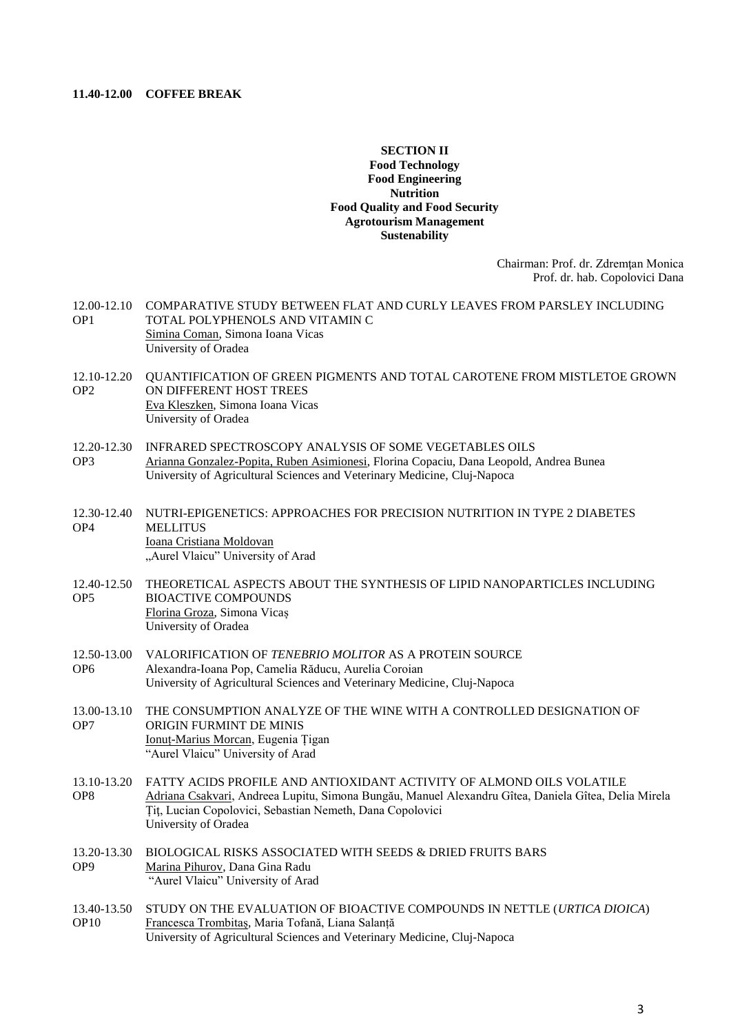**11.40-12.00 COFFEE BREAK**

**SECTION II**
**Food Technology**
**Food Engineering**
**Nutrition**
**Food Quality and Food Security**
**Agrotourism Management**
**Sustenability**

Chairman: Prof. dr. Zdremțan Monica
Prof. dr. hab. Copolovici Dana

12.00-12.10 OP1
COMPARATIVE STUDY BETWEEN FLAT AND CURLY LEAVES FROM PARSLEY INCLUDING TOTAL POLYPHENOLS AND VITAMIN C
Simina Coman, Simona Ioana Vicas
University of Oradea

12.10-12.20 OP2
QUANTIFICATION OF GREEN PIGMENTS AND TOTAL CAROTENE FROM MISTLETOE GROWN ON DIFFERENT HOST TREES
Eva Kleszken, Simona Ioana Vicas
University of Oradea

12.20-12.30 OP3
INFRARED SPECTROSCOPY ANALYSIS OF SOME VEGETABLES OILS
Arianna Gonzalez-Popita, Ruben Asimionesi, Florina Copaciu, Dana Leopold, Andrea Bunea
University of Agricultural Sciences and Veterinary Medicine, Cluj-Napoca

12.30-12.40 OP4
NUTRI-EPIGENETICS: APPROACHES FOR PRECISION NUTRITION IN TYPE 2 DIABETES MELLITUS
Ioana Cristiana Moldovan
„Aurel Vlaicu" University of Arad

12.40-12.50 OP5
THEORETICAL ASPECTS ABOUT THE SYNTHESIS OF LIPID NANOPARTICLES INCLUDING BIOACTIVE COMPOUNDS
Florina Groza, Simona Vicaș
University of Oradea

12.50-13.00 OP6
VALORIFICATION OF *TENEBRIO MOLITOR* AS A PROTEIN SOURCE
Alexandra-Ioana Pop, Camelia Răducu, Aurelia Coroian
University of Agricultural Sciences and Veterinary Medicine, Cluj-Napoca

13.00-13.10 OP7
THE CONSUMPTION ANALYZE OF THE WINE WITH A CONTROLLED DESIGNATION OF ORIGIN FURMINT DE MINIS
Ionuț-Marius Morcan, Eugenia Țigan
"Aurel Vlaicu" University of Arad

13.10-13.20 OP8
FATTY ACIDS PROFILE AND ANTIOXIDANT ACTIVITY OF ALMOND OILS VOLATILE
Adriana Csakvari, Andreea Lupitu, Simona Bungău, Manuel Alexandru Gîtea, Daniela Gîtea, Delia Mirela Țiț, Lucian Copolovici, Sebastian Nemeth, Dana Copolovici
University of Oradea

13.20-13.30 OP9
BIOLOGICAL RISKS ASSOCIATED WITH SEEDS & DRIED FRUITS BARS
Marina Pihurov, Dana Gina Radu
"Aurel Vlaicu" University of Arad

13.40-13.50 OP10
STUDY ON THE EVALUATION OF BIOACTIVE COMPOUNDS IN NETTLE (*URTICA DIOICA*)
Francesca Trombitaş, Maria Tofană, Liana Salanță
University of Agricultural Sciences and Veterinary Medicine, Cluj-Napoca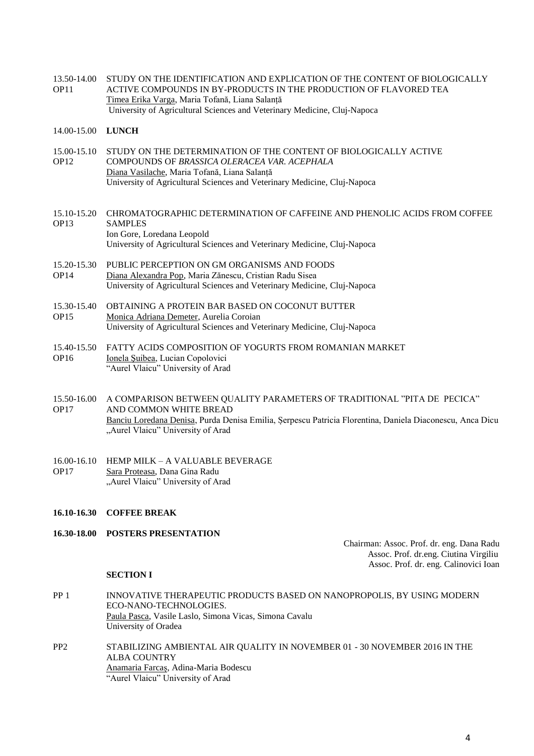13.50-14.00 OP11 — STUDY ON THE IDENTIFICATION AND EXPLICATION OF THE CONTENT OF BIOLOGICALLY ACTIVE COMPOUNDS IN BY-PRODUCTS IN THE PRODUCTION OF FLAVORED TEA
Timea Erika Varga, Maria Tofană, Liana Salanță
University of Agricultural Sciences and Veterinary Medicine, Cluj-Napoca

14.00-15.00 **LUNCH**

15.00-15.10 OP12 — STUDY ON THE DETERMINATION OF THE CONTENT OF BIOLOGICALLY ACTIVE COMPOUNDS OF *BRASSICA OLERACEA VAR. ACEPHALA*
Diana Vasilache, Maria Tofană, Liana Salanță
University of Agricultural Sciences and Veterinary Medicine, Cluj-Napoca

15.10-15.20 OP13 — CHROMATOGRAPHIC DETERMINATION OF CAFFEINE AND PHENOLIC ACIDS FROM COFFEE SAMPLES
Ion Gore, Loredana Leopold
University of Agricultural Sciences and Veterinary Medicine, Cluj-Napoca

15.20-15.30 OP14 — PUBLIC PERCEPTION ON GM ORGANISMS AND FOODS
Diana Alexandra Pop, Maria Zănescu, Cristian Radu Sisea
University of Agricultural Sciences and Veterinary Medicine, Cluj-Napoca

15.30-15.40 OP15 — OBTAINING A PROTEIN BAR BASED ON COCONUT BUTTER
Monica Adriana Demeter, Aurelia Coroian
University of Agricultural Sciences and Veterinary Medicine, Cluj-Napoca

15.40-15.50 OP16 — FATTY ACIDS COMPOSITION OF YOGURTS FROM ROMANIAN MARKET
Ionela Şuibea, Lucian Copolovici
"Aurel Vlaicu" University of Arad

15.50-16.00 OP17 — A COMPARISON BETWEEN QUALITY PARAMETERS OF TRADITIONAL "PITA DE PECICA" AND COMMON WHITE BREAD
Banciu Loredana Denisa, Purda Denisa Emilia, Șerpescu Patricia Florentina, Daniela Diaconescu, Anca Dicu
„Aurel Vlaicu" University of Arad

16.00-16.10 OP17 — HEMP MILK – A VALUABLE BEVERAGE
Sara Proteasa, Dana Gina Radu
„Aurel Vlaicu" University of Arad

**16.10-16.30 COFFEE BREAK**

**16.30-18.00 POSTERS PRESENTATION**

Chairman: Assoc. Prof. dr. eng. Dana Radu
Assoc. Prof. dr.eng. Ciutina Virgiliu
Assoc. Prof. dr. eng. Calinovici Ioan

**SECTION I**

PP 1 — INNOVATIVE THERAPEUTIC PRODUCTS BASED ON NANOPROPOLIS, BY USING MODERN ECO-NANO-TECHNOLOGIES.
Paula Pasca, Vasile Laslo, Simona Vicas, Simona Cavalu
University of Oradea

PP2 — STABILIZING AMBIENTAL AIR QUALITY IN NOVEMBER 01 - 30 NOVEMBER 2016 IN THE ALBA COUNTRY
Anamaria Farcaş, Adina-Maria Bodescu
"Aurel Vlaicu" University of Arad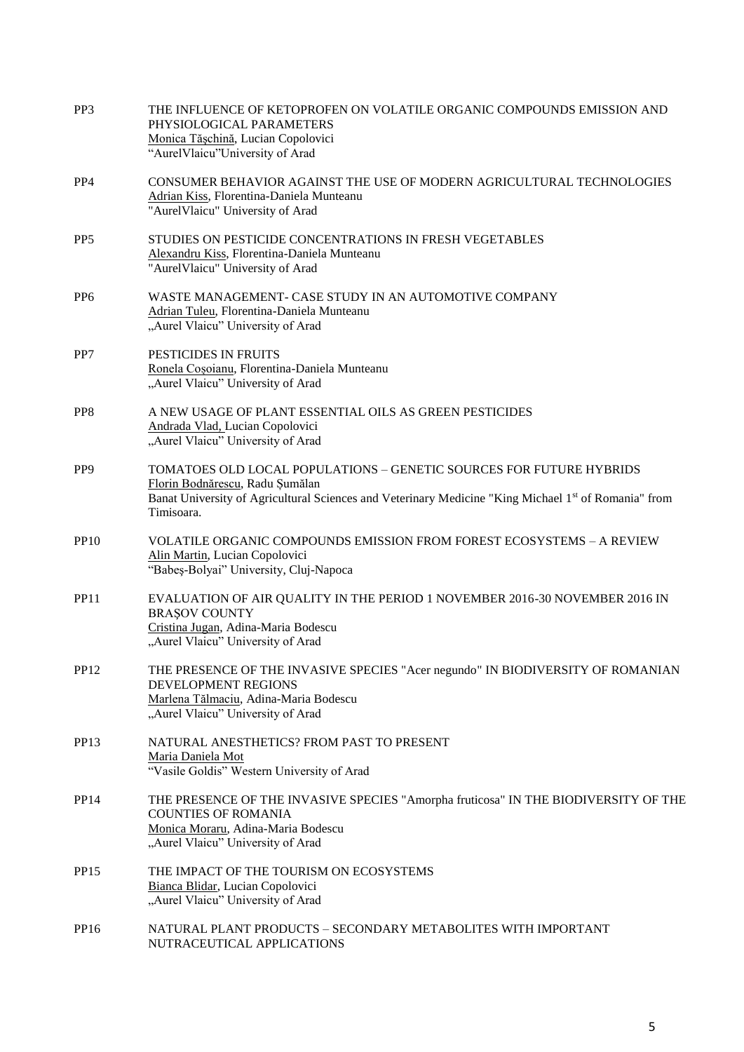PP3 THE INFLUENCE OF KETOPROFEN ON VOLATILE ORGANIC COMPOUNDS EMISSION AND PHYSIOLOGICAL PARAMETERS
Monica Tăşchină, Lucian Copolovici
"AurelVlaicu"University of Arad

PP4 CONSUMER BEHAVIOR AGAINST THE USE OF MODERN AGRICULTURAL TECHNOLOGIES
Adrian Kiss, Florentina-Daniela Munteanu
"AurelVlaicu" University of Arad

PP5 STUDIES ON PESTICIDE CONCENTRATIONS IN FRESH VEGETABLES
Alexandru Kiss, Florentina-Daniela Munteanu
"AurelVlaicu" University of Arad

PP6 WASTE MANAGEMENT- CASE STUDY IN AN AUTOMOTIVE COMPANY
Adrian Tuleu, Florentina-Daniela Munteanu
„Aurel Vlaicu" University of Arad

PP7 PESTICIDES IN FRUITS
Ronela Coşoianu, Florentina-Daniela Munteanu
„Aurel Vlaicu" University of Arad

PP8 A NEW USAGE OF PLANT ESSENTIAL OILS AS GREEN PESTICIDES
Andrada Vlad, Lucian Copolovici
„Aurel Vlaicu" University of Arad

PP9 TOMATOES OLD LOCAL POPULATIONS – GENETIC SOURCES FOR FUTURE HYBRIDS
Florin Bodnărescu, Radu Şumălan
Banat University of Agricultural Sciences and Veterinary Medicine "King Michael 1st of Romania" from Timisoara.

PP10 VOLATILE ORGANIC COMPOUNDS EMISSION FROM FOREST ECOSYSTEMS – A REVIEW
Alin Martin, Lucian Copolovici
"Babeş-Bolyai" University, Cluj-Napoca

PP11 EVALUATION OF AIR QUALITY IN THE PERIOD 1 NOVEMBER 2016-30 NOVEMBER 2016 IN BRAŞOV COUNTY
Cristina Jugan, Adina-Maria Bodescu
„Aurel Vlaicu" University of Arad

PP12 THE PRESENCE OF THE INVASIVE SPECIES "Acer negundo" IN BIODIVERSITY OF ROMANIAN DEVELOPMENT REGIONS
Marlena Tălmaciu, Adina-Maria Bodescu
„Aurel Vlaicu" University of Arad

PP13 NATURAL ANESTHETICS? FROM PAST TO PRESENT
Maria Daniela Mot
"Vasile Goldis" Western University of Arad

PP14 THE PRESENCE OF THE INVASIVE SPECIES "Amorpha fruticosa" IN THE BIODIVERSITY OF THE COUNTIES OF ROMANIA
Monica Moraru, Adina-Maria Bodescu
„Aurel Vlaicu" University of Arad

PP15 THE IMPACT OF THE TOURISM ON ECOSYSTEMS
Bianca Blidar, Lucian Copolovici
„Aurel Vlaicu" University of Arad

PP16 NATURAL PLANT PRODUCTS – SECONDARY METABOLITES WITH IMPORTANT NUTRACEUTICAL APPLICATIONS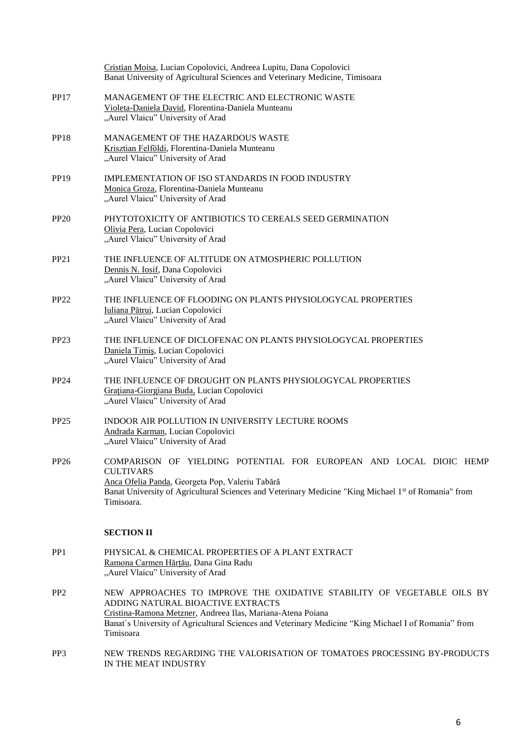Cristian Moisa, Lucian Copolovici, Andreea Lupitu, Dana Copolovici
Banat University of Agricultural Sciences and Veterinary Medicine, Timisoara

PP17 MANAGEMENT OF THE ELECTRIC AND ELECTRONIC WASTE
Violeta-Daniela David, Florentina-Daniela Munteanu
„Aurel Vlaicu" University of Arad

PP18 MANAGEMENT OF THE HAZARDOUS WASTE
Krisztian Felföldi, Florentina-Daniela Munteanu
„Aurel Vlaicu" University of Arad

PP19 IMPLEMENTATION OF ISO STANDARDS IN FOOD INDUSTRY
Monica Groza, Florentina-Daniela Munteanu
„Aurel Vlaicu" University of Arad

PP20 PHYTOTOXICITY OF ANTIBIOTICS TO CEREALS SEED GERMINATION
Olivia Pera, Lucian Copolovici
„Aurel Vlaicu" University of Arad

PP21 THE INFLUENCE OF ALTITUDE ON ATMOSPHERIC POLLUTION
Dennis N. Iosif, Dana Copolovici
„Aurel Vlaicu" University of Arad

PP22 THE INFLUENCE OF FLOODING ON PLANTS PHYSIOLOGYCAL PROPERTIES
Iuliana Pătrui, Lucian Copolovici
„Aurel Vlaicu" University of Arad

PP23 THE INFLUENCE OF DICLOFENAC ON PLANTS PHYSIOLOGYCAL PROPERTIES
Daniela Timiş, Lucian Copolovici
„Aurel Vlaicu" University of Arad

PP24 THE INFLUENCE OF DROUGHT ON PLANTS PHYSIOLOGYCAL PROPERTIES
Graţiana-Giorgiana Buda, Lucian Copolovici
„Aurel Vlaicu" University of Arad

PP25 INDOOR AIR POLLUTION IN UNIVERSITY LECTURE ROOMS
Andrada Karman, Lucian Copolovici
„Aurel Vlaicu" University of Arad

PP26 COMPARISON OF YIELDING POTENTIAL FOR EUROPEAN AND LOCAL DIOIC HEMP CULTIVARS
Anca Ofelia Panda, Georgeta Pop, Valeriu Tabără
Banat University of Agricultural Sciences and Veterinary Medicine "King Michael 1st of Romania" from Timisoara.

**SECTION II**

PP1 PHYSICAL & CHEMICAL PROPERTIES OF A PLANT EXTRACT
Ramona Carmen Hărţău, Dana Gina Radu
„Aurel Vlaicu" University of Arad

PP2 NEW APPROACHES TO IMPROVE THE OXIDATIVE STABILITY OF VEGETABLE OILS BY ADDING NATURAL BIOACTIVE EXTRACTS
Cristina-Ramona Metzner, Andreea Ilas, Mariana-Atena Poiana
Banat`s University of Agricultural Sciences and Veterinary Medicine "King Michael I of Romania" from Timisoara

PP3 NEW TRENDS REGARDING THE VALORISATION OF TOMATOES PROCESSING BY-PRODUCTS IN THE MEAT INDUSTRY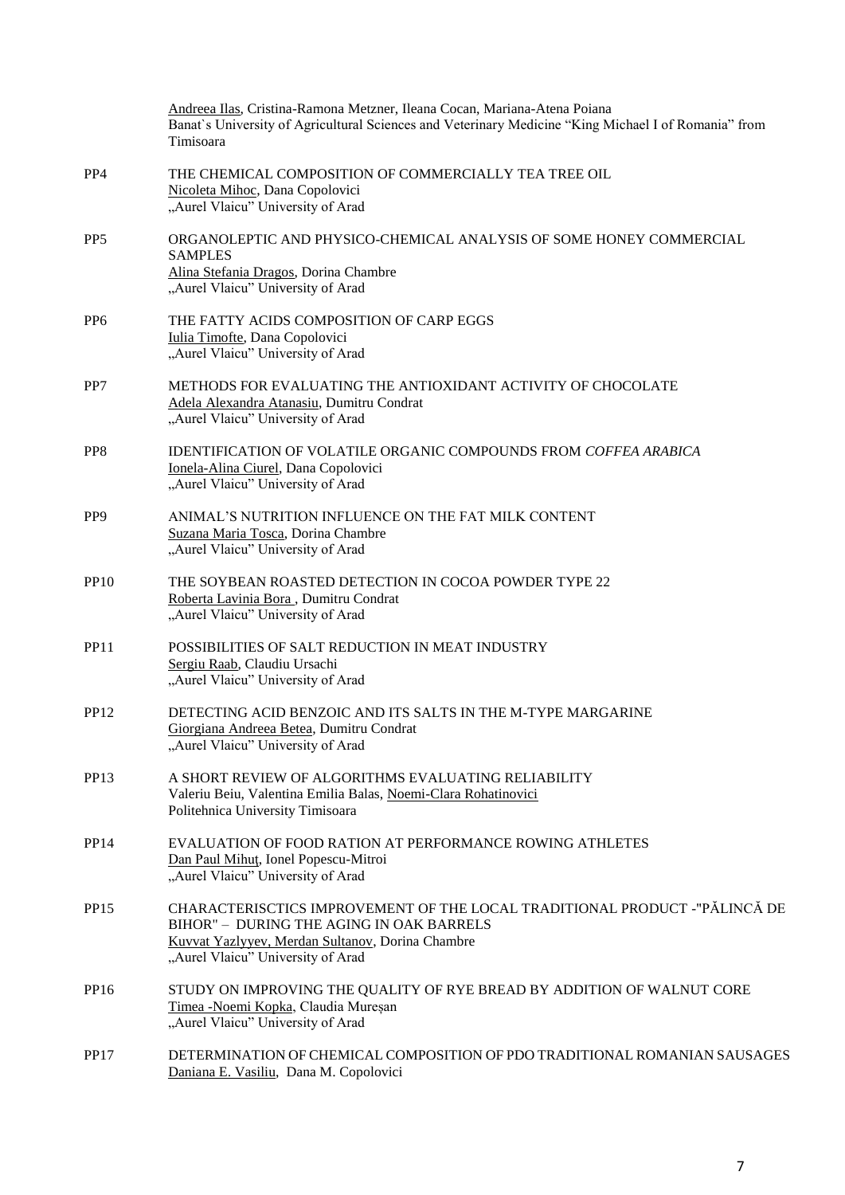<u>Andreea Ilas</u>, Cristina-Ramona Metzner, Ileana Cocan, Mariana-Atena Poiana
Banat`s University of Agricultural Sciences and Veterinary Medicine "King Michael I of Romania" from Timisoara

**PP4** THE CHEMICAL COMPOSITION OF COMMERCIALLY TEA TREE OIL
<u>Nicoleta Mihoc</u>, Dana Copolovici
„Aurel Vlaicu" University of Arad

**PP5** ORGANOLEPTIC AND PHYSICO-CHEMICAL ANALYSIS OF SOME HONEY COMMERCIAL SAMPLES
<u>Alina Stefania Dragos</u>, Dorina Chambre
„Aurel Vlaicu" University of Arad

**PP6** THE FATTY ACIDS COMPOSITION OF CARP EGGS
<u>Iulia Timofte</u>, Dana Copolovici
„Aurel Vlaicu" University of Arad

**PP7** METHODS FOR EVALUATING THE ANTIOXIDANT ACTIVITY OF CHOCOLATE
<u>Adela Alexandra Atanasiu</u>, Dumitru Condrat
„Aurel Vlaicu" University of Arad

**PP8** IDENTIFICATION OF VOLATILE ORGANIC COMPOUNDS FROM *COFFEA ARABICA*
<u>Ionela-Alina Ciurel</u>, Dana Copolovici
„Aurel Vlaicu" University of Arad

**PP9** ANIMAL'S NUTRITION INFLUENCE ON THE FAT MILK CONTENT
<u>Suzana Maria Tosca</u>, Dorina Chambre
„Aurel Vlaicu" University of Arad

**PP10** THE SOYBEAN ROASTED DETECTION IN COCOA POWDER TYPE 22
<u>Roberta Lavinia Bora</u> , Dumitru Condrat
„Aurel Vlaicu" University of Arad

**PP11** POSSIBILITIES OF SALT REDUCTION IN MEAT INDUSTRY
<u>Sergiu Raab</u>, Claudiu Ursachi
„Aurel Vlaicu" University of Arad

**PP12** DETECTING ACID BENZOIC AND ITS SALTS IN THE M-TYPE MARGARINE
<u>Giorgiana Andreea Betea</u>, Dumitru Condrat
„Aurel Vlaicu" University of Arad

**PP13** A SHORT REVIEW OF ALGORITHMS EVALUATING RELIABILITY
Valeriu Beiu, Valentina Emilia Balas, <u>Noemi-Clara Rohatinovici</u>
Politehnica University Timisoara

**PP14** EVALUATION OF FOOD RATION AT PERFORMANCE ROWING ATHLETES
<u>Dan Paul Mihuţ</u>, Ionel Popescu-Mitroi
„Aurel Vlaicu" University of Arad

**PP15** CHARACTERISCTICS IMPROVEMENT OF THE LOCAL TRADITIONAL PRODUCT -"PĂLINCĂ DE BIHOR" – DURING THE AGING IN OAK BARRELS
<u>Kuvvat Yazlyyev, Merdan Sultanov</u>, Dorina Chambre
„Aurel Vlaicu" University of Arad

**PP16** STUDY ON IMPROVING THE QUALITY OF RYE BREAD BY ADDITION OF WALNUT CORE
<u>Timea -Noemi Kopka</u>, Claudia Mureșan
„Aurel Vlaicu" University of Arad

**PP17** DETERMINATION OF CHEMICAL COMPOSITION OF PDO TRADITIONAL ROMANIAN SAUSAGES
<u>Daniana E. Vasiliu</u>, Dana M. Copolovici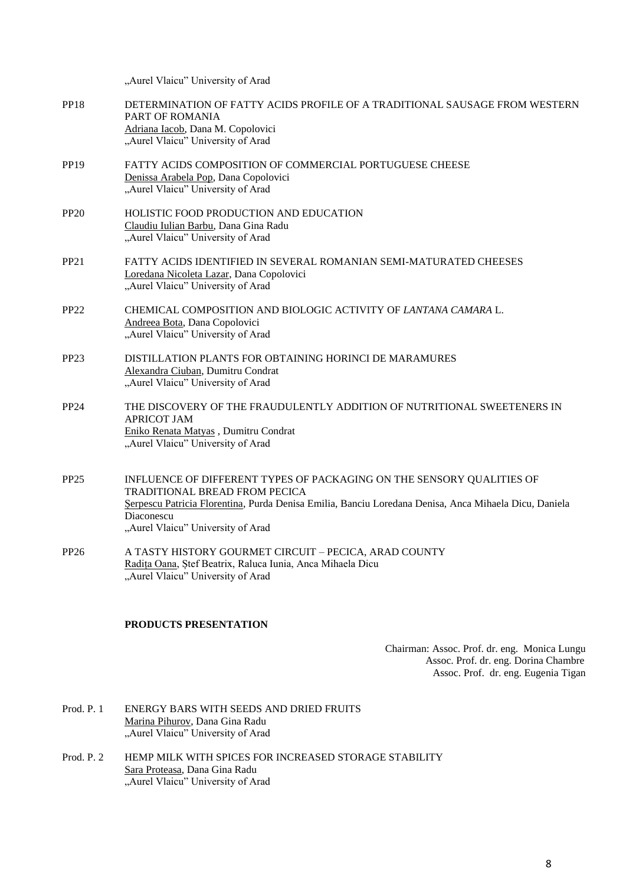„Aurel Vlaicu" University of Arad

PP18 DETERMINATION OF FATTY ACIDS PROFILE OF A TRADITIONAL SAUSAGE FROM WESTERN PART OF ROMANIA
Adriana Iacob, Dana M. Copolovici
„Aurel Vlaicu" University of Arad

PP19 FATTY ACIDS COMPOSITION OF COMMERCIAL PORTUGUESE CHEESE
Denissa Arabela Pop, Dana Copolovici
„Aurel Vlaicu" University of Arad

PP20 HOLISTIC FOOD PRODUCTION AND EDUCATION
Claudiu Iulian Barbu, Dana Gina Radu
„Aurel Vlaicu" University of Arad

PP21 FATTY ACIDS IDENTIFIED IN SEVERAL ROMANIAN SEMI-MATURATED CHEESES
Loredana Nicoleta Lazar, Dana Copolovici
„Aurel Vlaicu" University of Arad

PP22 CHEMICAL COMPOSITION AND BIOLOGIC ACTIVITY OF *LANTANA CAMARA* L.
Andreea Bota, Dana Copolovici
„Aurel Vlaicu" University of Arad

PP23 DISTILLATION PLANTS FOR OBTAINING HORINCI DE MARAMURES
Alexandra Ciuban, Dumitru Condrat
„Aurel Vlaicu" University of Arad

PP24 THE DISCOVERY OF THE FRAUDULENTLY ADDITION OF NUTRITIONAL SWEETENERS IN APRICOT JAM
Eniko Renata Matyas , Dumitru Condrat
„Aurel Vlaicu" University of Arad

PP25 INFLUENCE OF DIFFERENT TYPES OF PACKAGING ON THE SENSORY QUALITIES OF TRADITIONAL BREAD FROM PECICA
Şerpescu Patricia Florentina, Purda Denisa Emilia, Banciu Loredana Denisa, Anca Mihaela Dicu, Daniela Diaconescu
„Aurel Vlaicu" University of Arad

PP26 A TASTY HISTORY GOURMET CIRCUIT – PECICA, ARAD COUNTY
Radița Oana, Ștef Beatrix, Raluca Iunia, Anca Mihaela Dicu
„Aurel Vlaicu" University of Arad

**PRODUCTS PRESENTATION**

Chairman: Assoc. Prof. dr. eng. Monica Lungu
Assoc. Prof. dr. eng. Dorina Chambre
Assoc. Prof. dr. eng. Eugenia Tigan

Prod. P. 1 ENERGY BARS WITH SEEDS AND DRIED FRUITS
Marina Pihurov, Dana Gina Radu
„Aurel Vlaicu" University of Arad

Prod. P. 2 HEMP MILK WITH SPICES FOR INCREASED STORAGE STABILITY
Sara Proteasa, Dana Gina Radu
„Aurel Vlaicu" University of Arad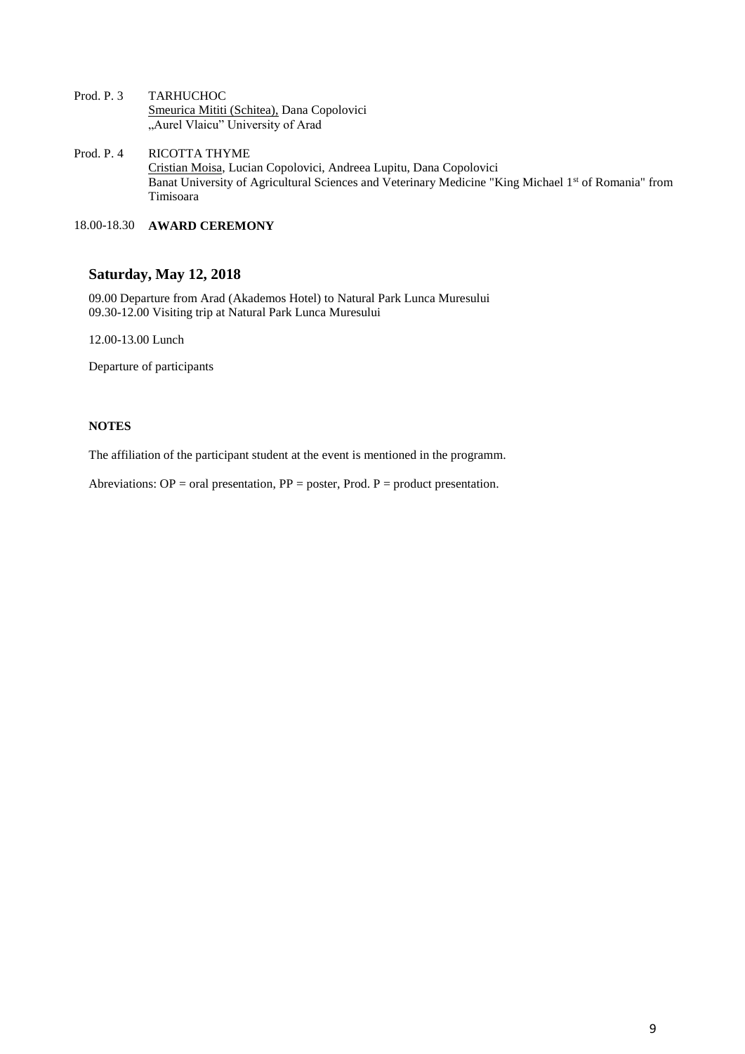Prod. P. 3 TARHUCHOC
Smeurica Mititi (Schitea), Dana Copolovici
„Aurel Vlaicu" University of Arad

Prod. P. 4 RICOTTA THYME
Cristian Moisa, Lucian Copolovici, Andreea Lupitu, Dana Copolovici
Banat University of Agricultural Sciences and Veterinary Medicine "King Michael 1st of Romania" from Timisoara

18.00-18.30 **AWARD CEREMONY**

## Saturday, May 12, 2018

09.00 Departure from Arad (Akademos Hotel) to Natural Park Lunca Muresului
09.30-12.00 Visiting trip at Natural Park Lunca Muresului

12.00-13.00 Lunch

Departure of participants

**NOTES**

The affiliation of the participant student at the event is mentioned in the programm.

Abreviations: OP = oral presentation, PP = poster, Prod. P = product presentation.